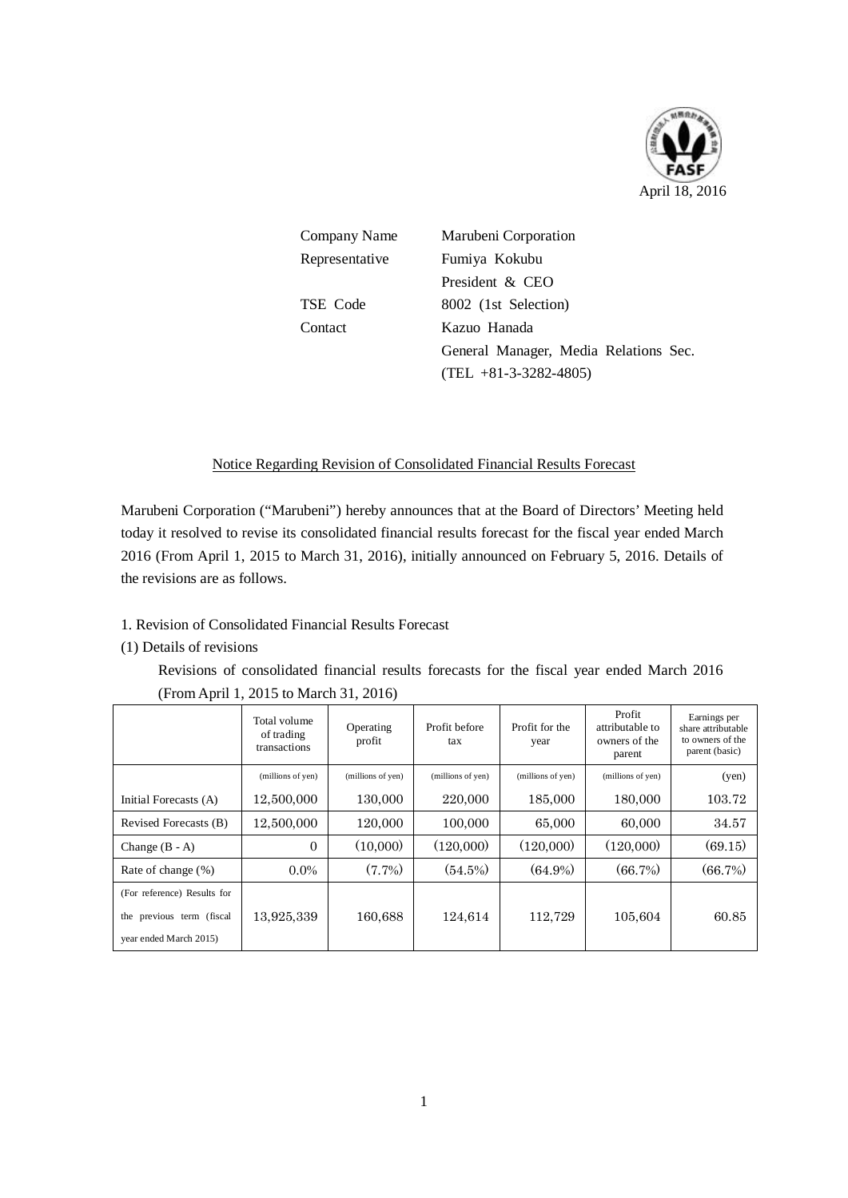April 18, 2016

| | |
|---|---|
| Company Name | Marubeni Corporation |
| Representative | Fumiya Kokubu<br>President & CEO |
| TSE Code | 8002 (1st Selection) |
| Contact | Kazuo Hanada<br>General Manager, Media Relations Sec.<br>(TEL +81-3-3282-4805) |

## Notice Regarding Revision of Consolidated Financial Results Forecast

Marubeni Corporation ("Marubeni") hereby announces that at the Board of Directors' Meeting held today it resolved to revise its consolidated financial results forecast for the fiscal year ended March 2016 (From April 1, 2015 to March 31, 2016), initially announced on February 5, 2016. Details of the revisions are as follows.

1. Revision of Consolidated Financial Results Forecast

(1) Details of revisions

Revisions of consolidated financial results forecasts for the fiscal year ended March 2016 (From April 1, 2015 to March 31, 2016)

| | Total volume of trading transactions | Operating profit | Profit before tax | Profit for the year | Profit attributable to owners of the parent | Earnings per share attributable to owners of the parent (basic) |
|---|---|---|---|---|---|---|
| | (millions of yen) | (millions of yen) | (millions of yen) | (millions of yen) | (millions of yen) | (yen) |
| Initial Forecasts (A) | 12,500,000 | 130,000 | 220,000 | 185,000 | 180,000 | 103.72 |
| Revised Forecasts (B) | 12,500,000 | 120,000 | 100,000 | 65,000 | 60,000 | 34.57 |
| Change (B - A) | 0 | (10,000) | (120,000) | (120,000) | (120,000) | (69.15) |
| Rate of change (%) | 0.0% | (7.7%) | (54.5%) | (64.9%) | (66.7%) | (66.7%) |
| (For reference) Results for the previous term (fiscal year ended March 2015) | 13,925,339 | 160,688 | 124,614 | 112,729 | 105,604 | 60.85 |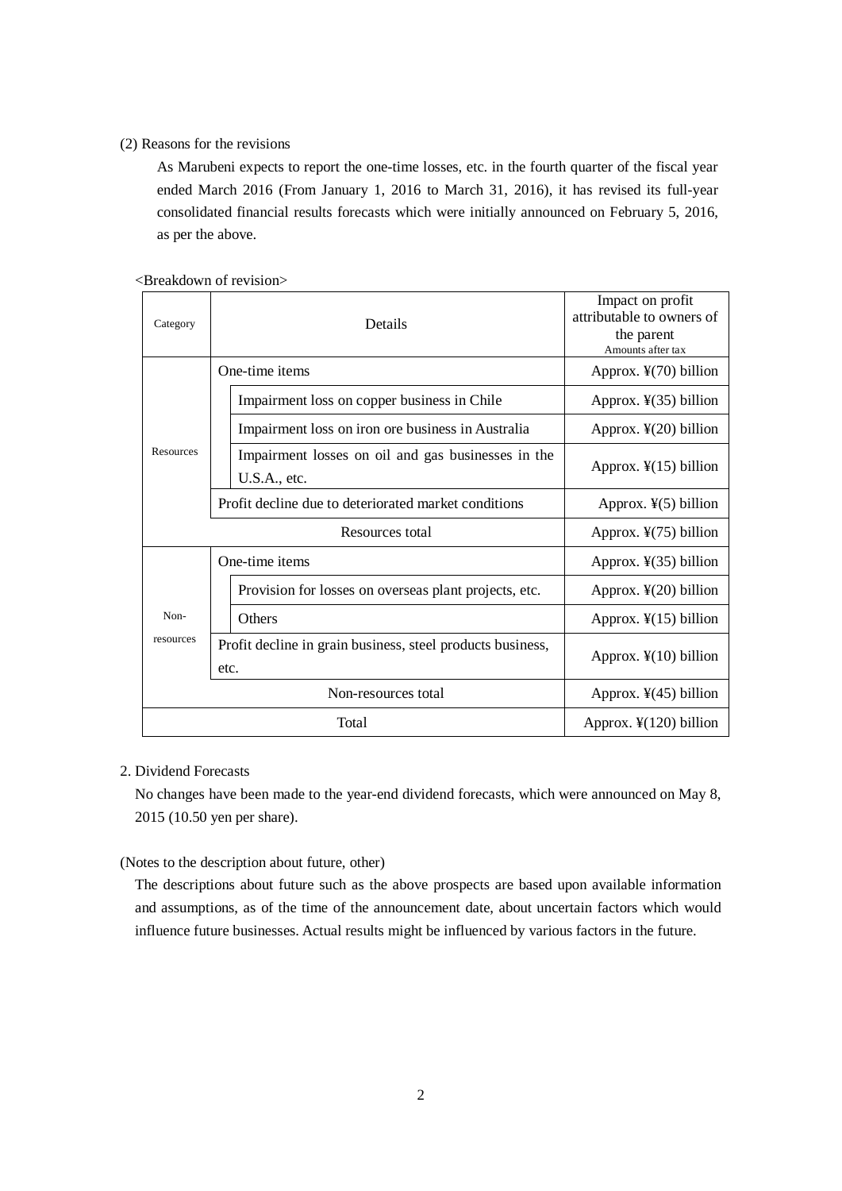(2) Reasons for the revisions

As Marubeni expects to report the one-time losses, etc. in the fourth quarter of the fiscal year ended March 2016 (From January 1, 2016 to March 31, 2016), it has revised its full-year consolidated financial results forecasts which were initially announced on February 5, 2016, as per the above.

<Breakdown of revision>

| Category | Details | | Impact on profit attributable to owners of the parent Amounts after tax |
|---|---|---|---|
| Resources | One-time items | | Approx. ¥(70) billion |
| | | Impairment loss on copper business in Chile | Approx. ¥(35) billion |
| | | Impairment loss on iron ore business in Australia | Approx. ¥(20) billion |
| | | Impairment losses on oil and gas businesses in the U.S.A., etc. | Approx. ¥(15) billion |
| | Profit decline due to deteriorated market conditions | | Approx. ¥(5) billion |
| Resources total | | | Approx. ¥(75) billion |
| Non-resources | One-time items | | Approx. ¥(35) billion |
| | | Provision for losses on overseas plant projects, etc. | Approx. ¥(20) billion |
| | | Others | Approx. ¥(15) billion |
| | Profit decline in grain business, steel products business, etc. | | Approx. ¥(10) billion |
| Non-resources total | | | Approx. ¥(45) billion |
| Total | | | Approx. ¥(120) billion |

2. Dividend Forecasts

No changes have been made to the year-end dividend forecasts, which were announced on May 8, 2015 (10.50 yen per share).

(Notes to the description about future, other)

The descriptions about future such as the above prospects are based upon available information and assumptions, as of the time of the announcement date, about uncertain factors which would influence future businesses. Actual results might be influenced by various factors in the future.